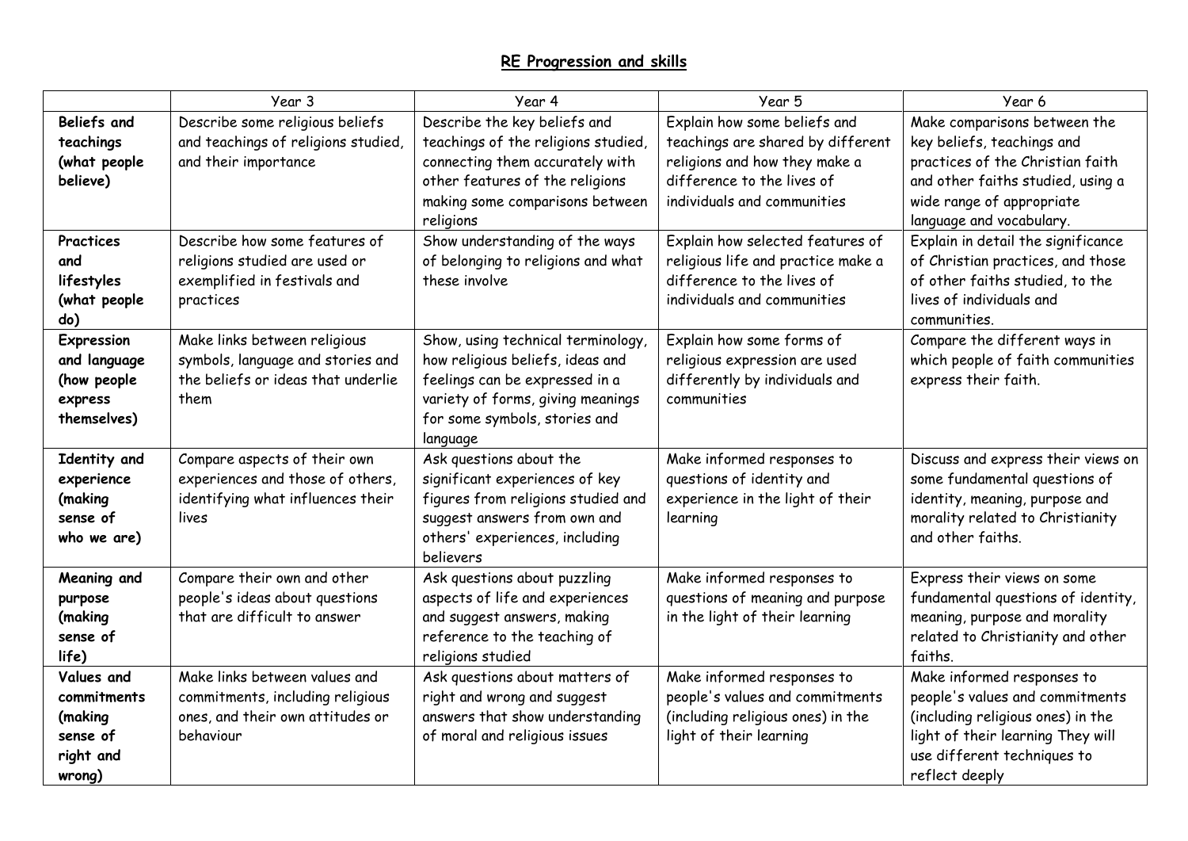# RE Progression and skills

| | Year 3 | Year 4 | Year 5 | Year 6 |
|---|---|---|---|---|
| **Beliefs and teachings (what people believe)** | Describe some religious beliefs and teachings of religions studied, and their importance | Describe the key beliefs and teachings of the religions studied, connecting them accurately with other features of the religions making some comparisons between religions | Explain how some beliefs and teachings are shared by different religions and how they make a difference to the lives of individuals and communities | Make comparisons between the key beliefs, teachings and practices of the Christian faith and other faiths studied, using a wide range of appropriate language and vocabulary. |
| **Practices and lifestyles (what people do)** | Describe how some features of religions studied are used or exemplified in festivals and practices | Show understanding of the ways of belonging to religions and what these involve | Explain how selected features of religious life and practice make a difference to the lives of individuals and communities | Explain in detail the significance of Christian practices, and those of other faiths studied, to the lives of individuals and communities. |
| **Expression and language (how people express themselves)** | Make links between religious symbols, language and stories and the beliefs or ideas that underlie them | Show, using technical terminology, how religious beliefs, ideas and feelings can be expressed in a variety of forms, giving meanings for some symbols, stories and language | Explain how some forms of religious expression are used differently by individuals and communities | Compare the different ways in which people of faith communities express their faith. |
| **Identity and experience (making sense of who we are)** | Compare aspects of their own experiences and those of others, identifying what influences their lives | Ask questions about the significant experiences of key figures from religions studied and suggest answers from own and others' experiences, including believers | Make informed responses to questions of identity and experience in the light of their learning | Discuss and express their views on some fundamental questions of identity, meaning, purpose and morality related to Christianity and other faiths. |
| **Meaning and purpose (making sense of life)** | Compare their own and other people's ideas about questions that are difficult to answer | Ask questions about puzzling aspects of life and experiences and suggest answers, making reference to the teaching of religions studied | Make informed responses to questions of meaning and purpose in the light of their learning | Express their views on some fundamental questions of identity, meaning, purpose and morality related to Christianity and other faiths. |
| **Values and commitments (making sense of right and wrong)** | Make links between values and commitments, including religious ones, and their own attitudes or behaviour | Ask questions about matters of right and wrong and suggest answers that show understanding of moral and religious issues | Make informed responses to people's values and commitments (including religious ones) in the light of their learning | Make informed responses to people's values and commitments (including religious ones) in the light of their learning They will use different techniques to reflect deeply |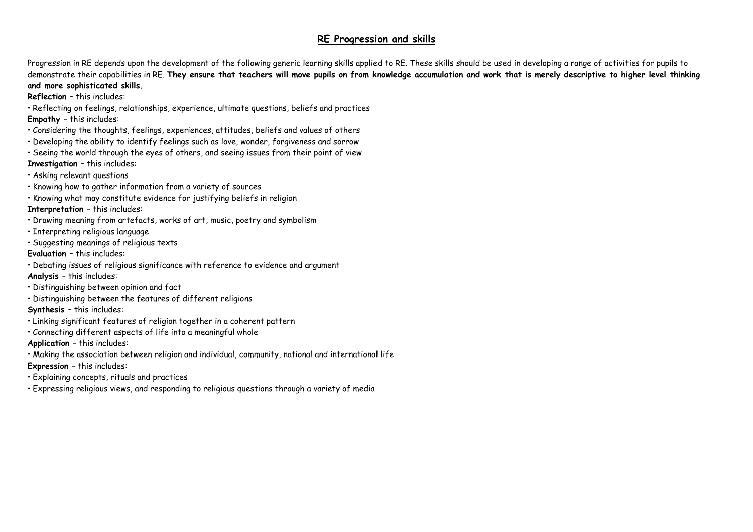## RE Progression and skills

Progression in RE depends upon the development of the following generic learning skills applied to RE. These skills should be used in developing a range of activities for pupils to demonstrate their capabilities in RE. **They ensure that teachers will move pupils on from knowledge accumulation and work that is merely descriptive to higher level thinking and more sophisticated skills.**

**Reflection** – this includes:

- Reflecting on feelings, relationships, experience, ultimate questions, beliefs and practices

**Empathy** – this includes:

- Considering the thoughts, feelings, experiences, attitudes, beliefs and values of others
- Developing the ability to identify feelings such as love, wonder, forgiveness and sorrow
- Seeing the world through the eyes of others, and seeing issues from their point of view

**Investigation** – this includes:

- Asking relevant questions
- Knowing how to gather information from a variety of sources
- Knowing what may constitute evidence for justifying beliefs in religion

**Interpretation** – this includes:

- Drawing meaning from artefacts, works of art, music, poetry and symbolism
- Interpreting religious language
- Suggesting meanings of religious texts

**Evaluation** – this includes:

- Debating issues of religious significance with reference to evidence and argument

**Analysis** – this includes:

- Distinguishing between opinion and fact
- Distinguishing between the features of different religions

**Synthesis** – this includes:

- Linking significant features of religion together in a coherent pattern
- Connecting different aspects of life into a meaningful whole

**Application** – this includes:

- Making the association between religion and individual, community, national and international life

**Expression** – this includes:

- Explaining concepts, rituals and practices
- Expressing religious views, and responding to religious questions through a variety of media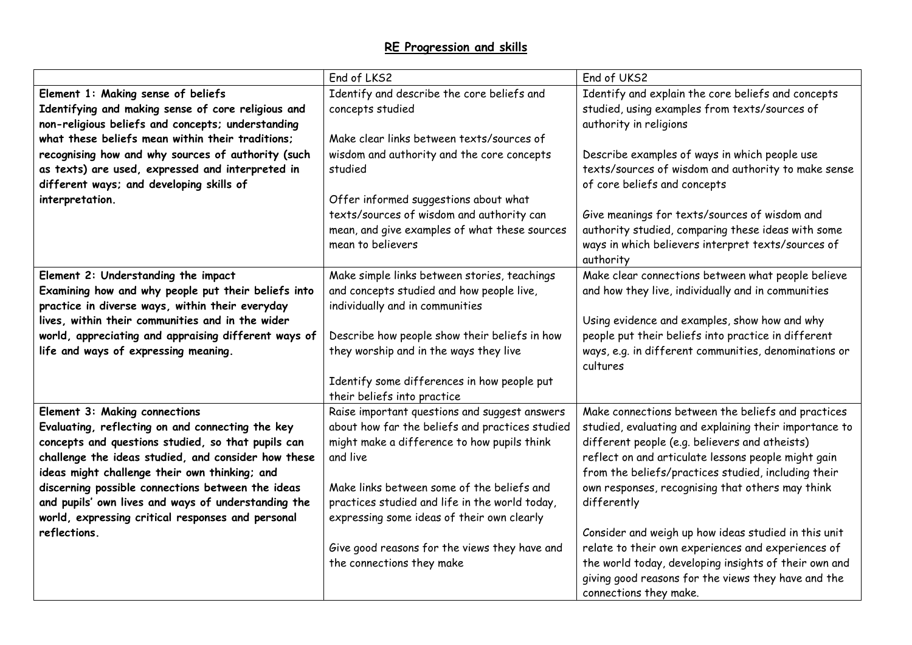# RE Progression and skills

| | End of LKS2 | End of UKS2 |
|---|---|---|
| **Element 1: Making sense of beliefs**<br>**Identifying and making sense of core religious and non-religious beliefs and concepts; understanding what these beliefs mean within their traditions; recognising how and why sources of authority (such as texts) are used, expressed and interpreted in different ways; and developing skills of interpretation.** | Identify and describe the core beliefs and concepts studied<br><br>Make clear links between texts/sources of wisdom and authority and the core concepts studied<br><br>Offer informed suggestions about what texts/sources of wisdom and authority can mean, and give examples of what these sources mean to believers | Identify and explain the core beliefs and concepts studied, using examples from texts/sources of authority in religions<br><br>Describe examples of ways in which people use texts/sources of wisdom and authority to make sense of core beliefs and concepts<br><br>Give meanings for texts/sources of wisdom and authority studied, comparing these ideas with some ways in which believers interpret texts/sources of authority |
| **Element 2: Understanding the impact**<br>**Examining how and why people put their beliefs into practice in diverse ways, within their everyday lives, within their communities and in the wider world, appreciating and appraising different ways of life and ways of expressing meaning.** | Make simple links between stories, teachings and concepts studied and how people live, individually and in communities<br><br>Describe how people show their beliefs in how they worship and in the ways they live<br><br>Identify some differences in how people put their beliefs into practice | Make clear connections between what people believe and how they live, individually and in communities<br><br>Using evidence and examples, show how and why people put their beliefs into practice in different ways, e.g. in different communities, denominations or cultures |
| **Element 3: Making connections**<br>**Evaluating, reflecting on and connecting the key concepts and questions studied, so that pupils can challenge the ideas studied, and consider how these ideas might challenge their own thinking; and discerning possible connections between the ideas and pupils' own lives and ways of understanding the world, expressing critical responses and personal reflections.** | Raise important questions and suggest answers about how far the beliefs and practices studied might make a difference to how pupils think and live<br><br>Make links between some of the beliefs and practices studied and life in the world today, expressing some ideas of their own clearly<br><br>Give good reasons for the views they have and the connections they make | Make connections between the beliefs and practices studied, evaluating and explaining their importance to different people (e.g. believers and atheists) reflect on and articulate lessons people might gain from the beliefs/practices studied, including their own responses, recognising that others may think differently<br><br>Consider and weigh up how ideas studied in this unit relate to their own experiences and experiences of the world today, developing insights of their own and giving good reasons for the views they have and the connections they make. |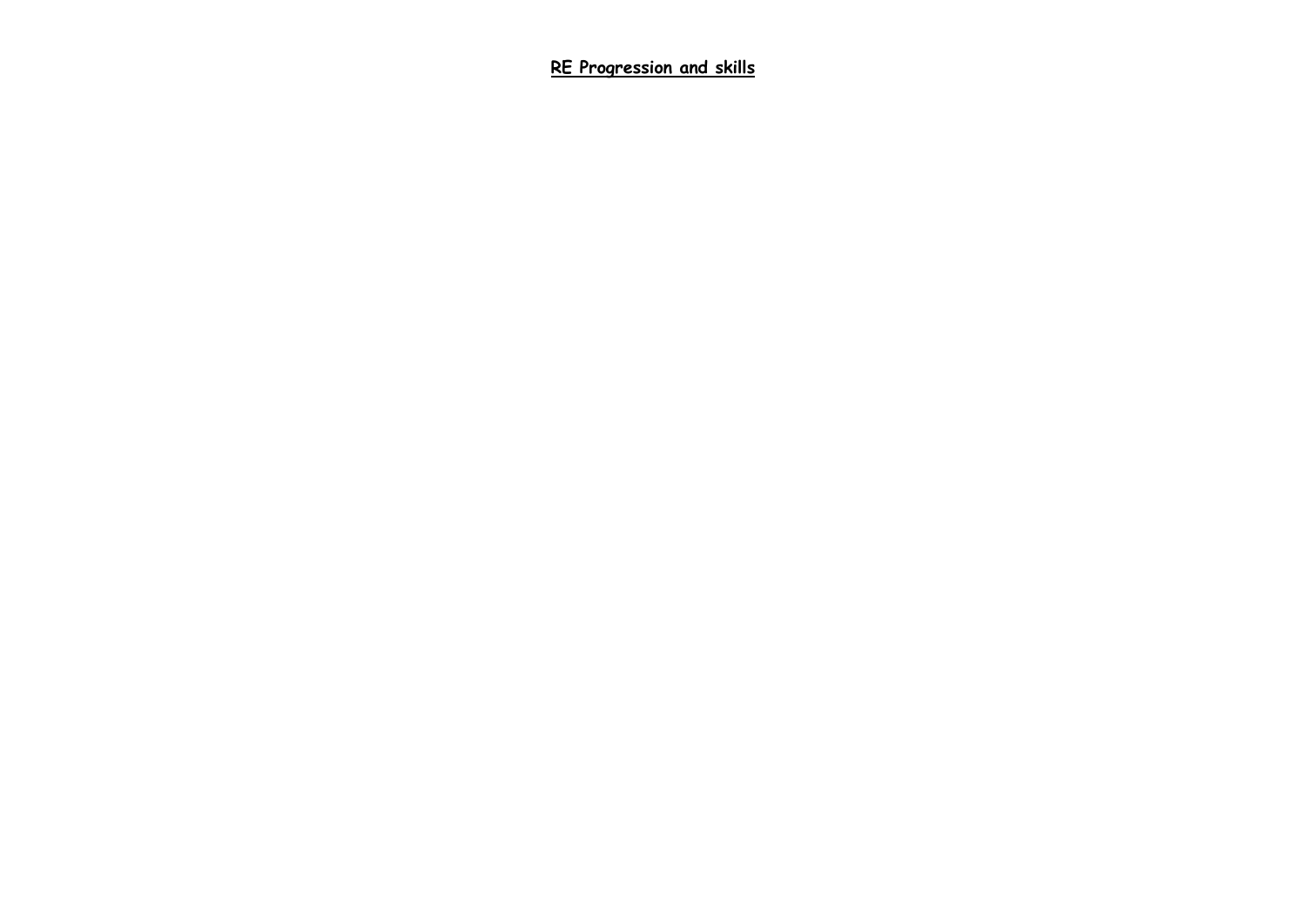**RE Progression and skills**